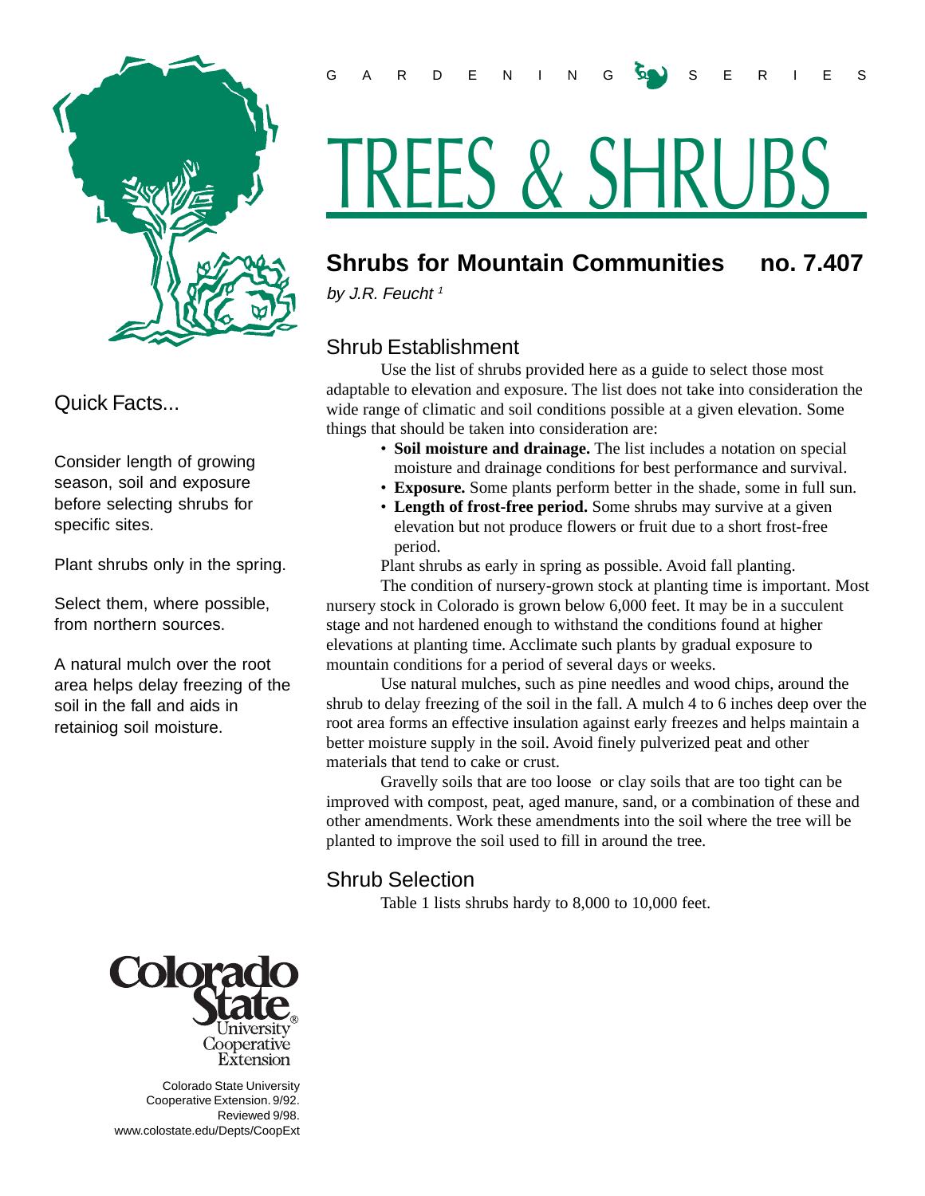GARDENING SERIES

# TREES & SHRUBS

## Shrubs for Mountain Communities no. 7.407

*by J.R. Feucht [1]*

### Quick Facts...

Consider length of growing season, soil and exposure before selecting shrubs for specific sites.

Plant shrubs only in the spring.

Select them, where possible, from northern sources.

A natural mulch over the root area helps delay freezing of the soil in the fall and aids in retainiog soil moisture.

### Shrub Establishment

Use the list of shrubs provided here as a guide to select those most adaptable to elevation and exposure. The list does not take into consideration the wide range of climatic and soil conditions possible at a given elevation. Some things that should be taken into consideration are:

- **Soil moisture and drainage.** The list includes a notation on special moisture and drainage conditions for best performance and survival.
- **Exposure.** Some plants perform better in the shade, some in full sun.
- **Length of frost-free period.** Some shrubs may survive at a given elevation but not produce flowers or fruit due to a short frost-free period.

Plant shrubs as early in spring as possible. Avoid fall planting.

The condition of nursery-grown stock at planting time is important. Most nursery stock in Colorado is grown below 6,000 feet. It may be in a succulent stage and not hardened enough to withstand the conditions found at higher elevations at planting time. Acclimate such plants by gradual exposure to mountain conditions for a period of several days or weeks.

Use natural mulches, such as pine needles and wood chips, around the shrub to delay freezing of the soil in the fall. A mulch 4 to 6 inches deep over the root area forms an effective insulation against early freezes and helps maintain a better moisture supply in the soil. Avoid finely pulverized peat and other materials that tend to cake or crust.

Gravelly soils that are too loose or clay soils that are too tight can be improved with compost, peat, aged manure, sand, or a combination of these and other amendments. Work these amendments into the soil where the tree will be planted to improve the soil used to fill in around the tree.

### Shrub Selection

Table 1 lists shrubs hardy to 8,000 to 10,000 feet.

Colorado State University Cooperative Extension

Colorado State University Cooperative Extension. 9/92. Reviewed 9/98. www.colostate.edu/Depts/CoopExt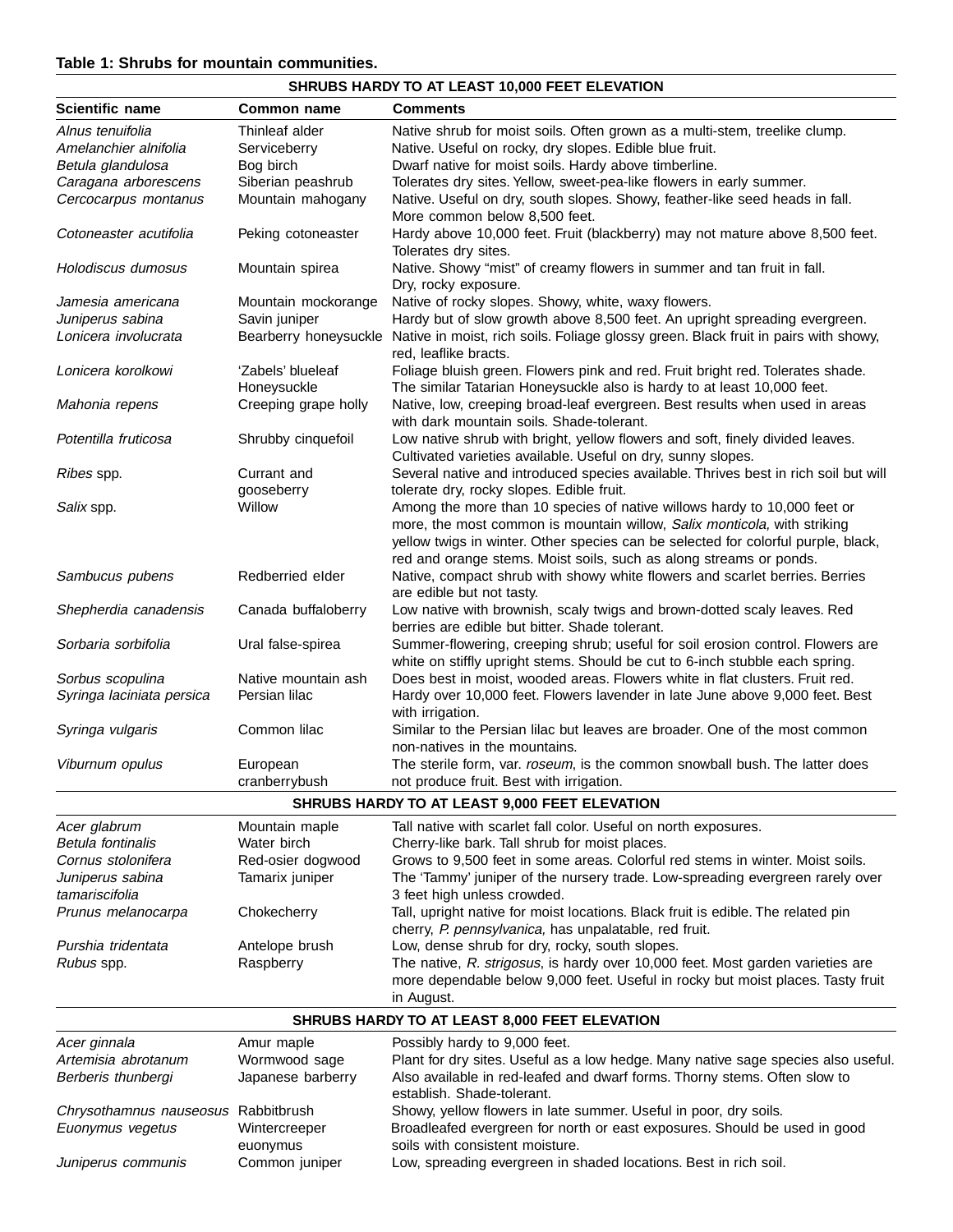**Table 1: Shrubs for mountain communities.**

| Scientific name | Common name | Comments |
|---|---|---|
| **SHRUBS HARDY TO AT LEAST 10,000 FEET ELEVATION** | | |
| *Alnus tenuifolia* | Thinleaf alder | Native shrub for moist soils. Often grown as a multi-stem, treelike clump. |
| *Amelanchier alnifolia* | Serviceberry | Native. Useful on rocky, dry slopes. Edible blue fruit. |
| *Betula glandulosa* | Bog birch | Dwarf native for moist soils. Hardy above timberline. |
| *Caragana arborescens* | Siberian peashrub | Tolerates dry sites. Yellow, sweet-pea-like flowers in early summer. |
| *Cercocarpus montanus* | Mountain mahogany | Native. Useful on dry, south slopes. Showy, feather-like seed heads in fall. More common below 8,500 feet. |
| *Cotoneaster acutifolia* | Peking cotoneaster | Hardy above 10,000 feet. Fruit (blackberry) may not mature above 8,500 feet. Tolerates dry sites. |
| *Holodiscus dumosus* | Mountain spirea | Native. Showy "mist" of creamy flowers in summer and tan fruit in fall. Dry, rocky exposure. |
| *Jamesia americana* | Mountain mockorange | Native of rocky slopes. Showy, white, waxy flowers. |
| *Juniperus sabina* | Savin juniper | Hardy but of slow growth above 8,500 feet. An upright spreading evergreen. |
| *Lonicera involucrata* | Bearberry honeysuckle | Native in moist, rich soils. Foliage glossy green. Black fruit in pairs with showy, red, leaflike bracts. |
| *Lonicera korolkowi* | 'Zabels' blueleaf Honeysuckle | Foliage bluish green. Flowers pink and red. Fruit bright red. Tolerates shade. The similar Tatarian Honeysuckle also is hardy to at least 10,000 feet. |
| *Mahonia repens* | Creeping grape holly | Native, low, creeping broad-leaf evergreen. Best results when used in areas with dark mountain soils. Shade-tolerant. |
| *Potentilla fruticosa* | Shrubby cinquefoil | Low native shrub with bright, yellow flowers and soft, finely divided leaves. Cultivated varieties available. Useful on dry, sunny slopes. |
| *Ribes* spp. | Currant and gooseberry | Several native and introduced species available. Thrives best in rich soil but will tolerate dry, rocky slopes. Edible fruit. |
| *Salix* spp. | Willow | Among the more than 10 species of native willows hardy to 10,000 feet or more, the most common is mountain willow, *Salix monticola,* with striking yellow twigs in winter. Other species can be selected for colorful purple, black, red and orange stems. Moist soils, such as along streams or ponds. |
| *Sambucus pubens* | Redberried elder | Native, compact shrub with showy white flowers and scarlet berries. Berries are edible but not tasty. |
| *Shepherdia canadensis* | Canada buffaloberry | Low native with brownish, scaly twigs and brown-dotted scaly leaves. Red berries are edible but bitter. Shade tolerant. |
| *Sorbaria sorbifolia* | Ural false-spirea | Summer-flowering, creeping shrub; useful for soil erosion control. Flowers are white on stiffly upright stems. Should be cut to 6-inch stubble each spring. |
| *Sorbus scopulina* | Native mountain ash | Does best in moist, wooded areas. Flowers white in flat clusters. Fruit red. |
| *Syringa laciniata persica* | Persian lilac | Hardy over 10,000 feet. Flowers lavender in late June above 9,000 feet. Best with irrigation. |
| *Syringa vulgaris* | Common lilac | Similar to the Persian lilac but leaves are broader. One of the most common non-natives in the mountains. |
| *Viburnum opulus* | European cranberrybush | The sterile form, var. *roseum*, is the common snowball bush. The latter does not produce fruit. Best with irrigation. |
| **SHRUBS HARDY TO AT LEAST 9,000 FEET ELEVATION** | | |
| *Acer glabrum* | Mountain maple | Tall native with scarlet fall color. Useful on north exposures. |
| *Betula fontinalis* | Water birch | Cherry-like bark. Tall shrub for moist places. |
| *Cornus stolonifera* | Red-osier dogwood | Grows to 9,500 feet in some areas. Colorful red stems in winter. Moist soils. |
| *Juniperus sabina tamariscifolia* | Tamarix juniper | The 'Tammy' juniper of the nursery trade. Low-spreading evergreen rarely over 3 feet high unless crowded. |
| *Prunus melanocarpa* | Chokecherry | Tall, upright native for moist locations. Black fruit is edible. The related pin cherry, *P. pennsylvanica,* has unpalatable, red fruit. |
| *Purshia tridentata* | Antelope brush | Low, dense shrub for dry, rocky, south slopes. |
| *Rubus* spp. | Raspberry | The native, *R. strigosus*, is hardy over 10,000 feet. Most garden varieties are more dependable below 9,000 feet. Useful in rocky but moist places. Tasty fruit in August. |
| **SHRUBS HARDY TO AT LEAST 8,000 FEET ELEVATION** | | |
| *Acer ginnala* | Amur maple | Possibly hardy to 9,000 feet. |
| *Artemisia abrotanum* | Wormwood sage | Plant for dry sites. Useful as a low hedge. Many native sage species also useful. |
| *Berberis thunbergi* | Japanese barberry | Also available in red-leafed and dwarf forms. Thorny stems. Often slow to establish. Shade-tolerant. |
| *Chrysothamnus nauseosus* | Rabbitbrush | Showy, yellow flowers in late summer. Useful in poor, dry soils. |
| *Euonymus vegetus* | Wintercreeper euonymus | Broadleafed evergreen for north or east exposures. Should be used in good soils with consistent moisture. |
| *Juniperus communis* | Common juniper | Low, spreading evergreen in shaded locations. Best in rich soil. |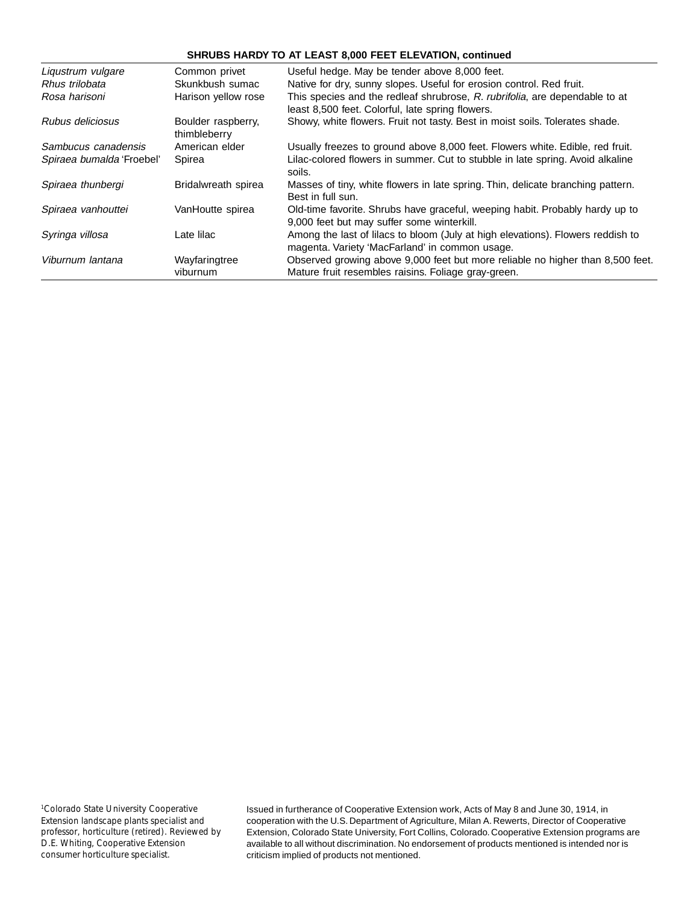**SHRUBS HARDY TO AT LEAST 8,000 FEET ELEVATION, continued**

| | | |
|---|---|---|
| *Liqustrum vulgare* | Common privet | Useful hedge. May be tender above 8,000 feet. |
| *Rhus trilobata* | Skunkbush sumac | Native for dry, sunny slopes. Useful for erosion control. Red fruit. |
| *Rosa harisoni* | Harison yellow rose | This species and the redleaf shrubrose, *R. rubrifolia*, are dependable to at least 8,500 feet. Colorful, late spring flowers. |
| *Rubus deliciosus* | Boulder raspberry, thimbleberry | Showy, white flowers. Fruit not tasty. Best in moist soils. Tolerates shade. |
| *Sambucus canadensis* | American elder | Usually freezes to ground above 8,000 feet. Flowers white. Edible, red fruit. |
| *Spiraea bumalda* 'Froebel' | Spirea | Lilac-colored flowers in summer. Cut to stubble in late spring. Avoid alkaline soils. |
| *Spiraea thunbergi* | Bridalwreath spirea | Masses of tiny, white flowers in late spring. Thin, delicate branching pattern. Best in full sun. |
| *Spiraea vanhouttei* | VanHoutte spirea | Old-time favorite. Shrubs have graceful, weeping habit. Probably hardy up to 9,000 feet but may suffer some winterkill. |
| *Syringa villosa* | Late lilac | Among the last of lilacs to bloom (July at high elevations). Flowers reddish to magenta. Variety 'MacFarland' in common usage. |
| *Viburnum lantana* | Wayfaringtree viburnum | Observed growing above 9,000 feet but more reliable no higher than 8,500 feet. Mature fruit resembles raisins. Foliage gray-green. |

[1]Colorado State University Cooperative Extension landscape plants specialist and professor, horticulture (retired). Reviewed by D.E. Whiting, Cooperative Extension consumer horticulture specialist.

Issued in furtherance of Cooperative Extension work, Acts of May 8 and June 30, 1914, in cooperation with the U.S. Department of Agriculture, Milan A. Rewerts, Director of Cooperative Extension, Colorado State University, Fort Collins, Colorado. Cooperative Extension programs are available to all without discrimination. No endorsement of products mentioned is intended nor is criticism implied of products not mentioned.